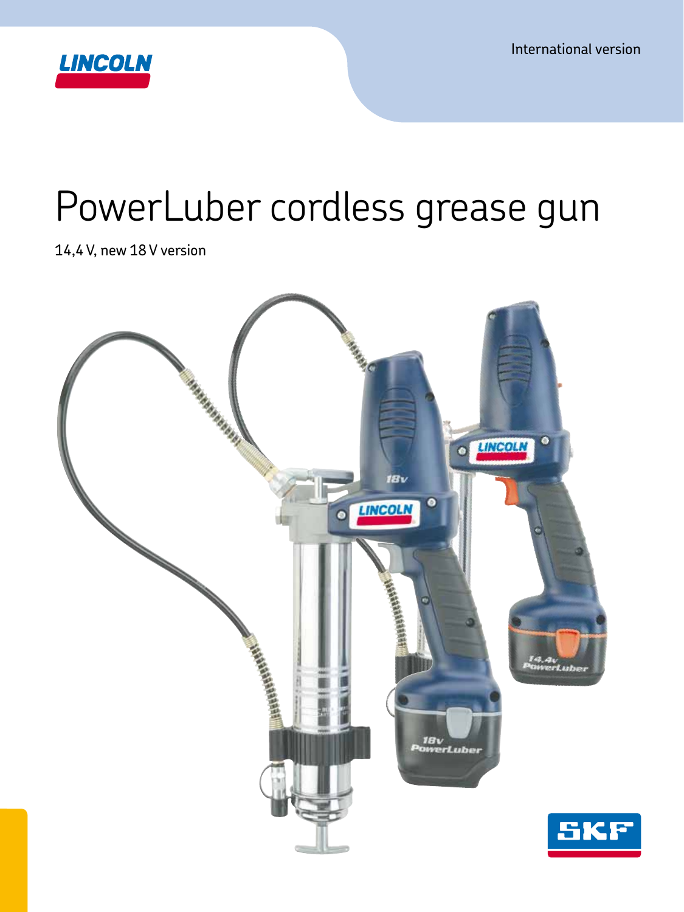International version

# PowerLuber cordless grease gun

14,4 V, new 18 V version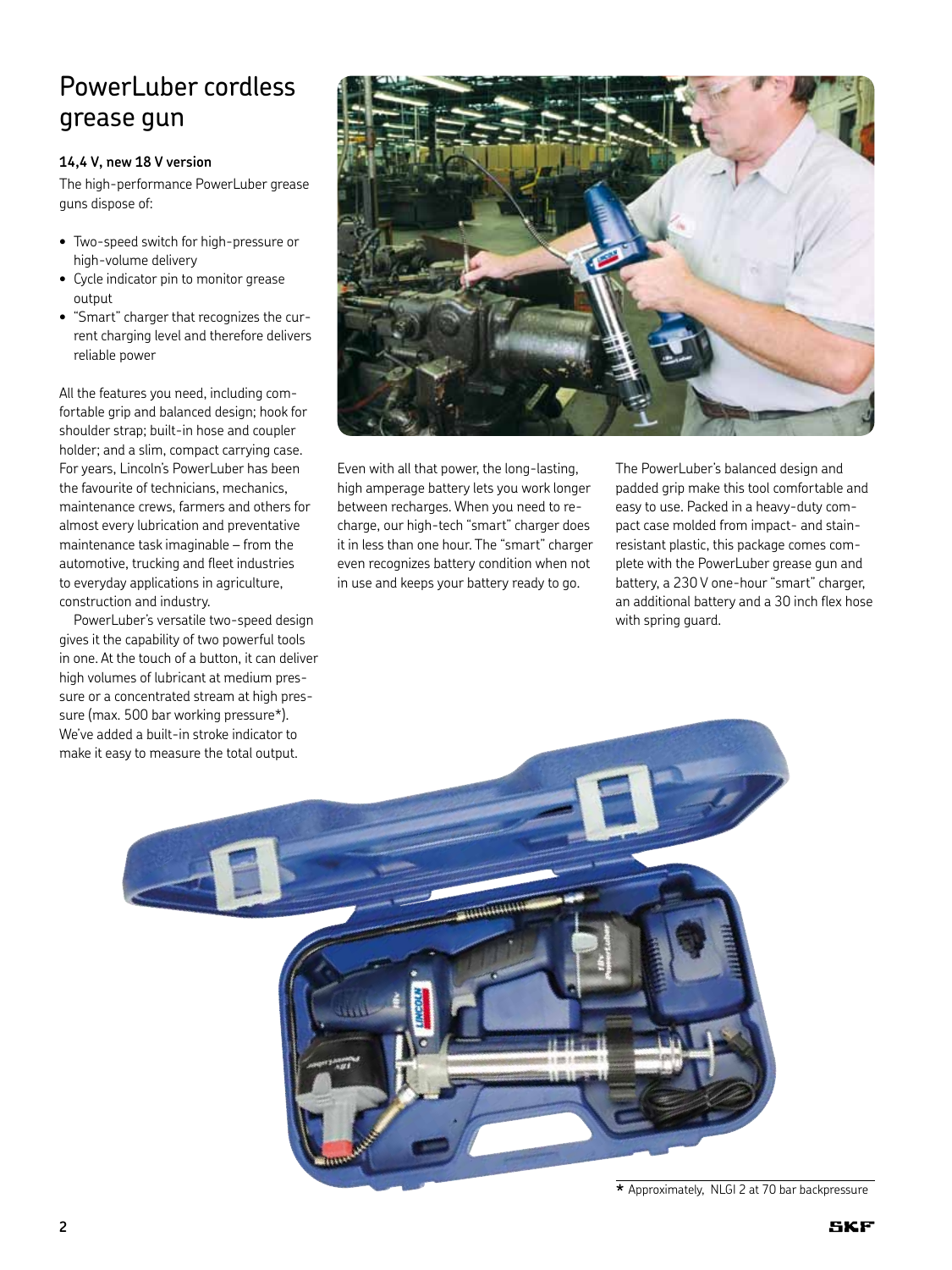# PowerLuber cordless grease gun

**14,4 V, new 18 V version**

The high-performance PowerLuber grease guns dispose of:

- Two-speed switch for high-pressure or high-volume delivery
- Cycle indicator pin to monitor grease output
- "Smart" charger that recognizes the current charging level and therefore delivers reliable power

All the features you need, including comfortable grip and balanced design; hook for shoulder strap; built-in hose and coupler holder; and a slim, compact carrying case. For years, Lincoln's PowerLuber has been the favourite of technicians, mechanics, maintenance crews, farmers and others for almost every lubrication and preventative maintenance task imaginable – from the automotive, trucking and fleet industries to everyday applications in agriculture, construction and industry.

PowerLuber's versatile two-speed design gives it the capability of two powerful tools in one. At the touch of a button, it can deliver high volumes of lubricant at medium pressure or a concentrated stream at high pressure (max. 500 bar working pressure*). We've added a built-in stroke indicator to make it easy to measure the total output.

Even with all that power, the long-lasting, high amperage battery lets you work longer between recharges. When you need to recharge, our high-tech "smart" charger does it in less than one hour. The "smart" charger even recognizes battery condition when not in use and keeps your battery ready to go.

The PowerLuber's balanced design and padded grip make this tool comfortable and easy to use. Packed in a heavy-duty compact case molded from impact- and stain-resistant plastic, this package comes complete with the PowerLuber grease gun and battery, a 230 V one-hour "smart" charger, an additional battery and a 30 inch flex hose with spring guard.

* Approximately, NLGI 2 at 70 bar backpressure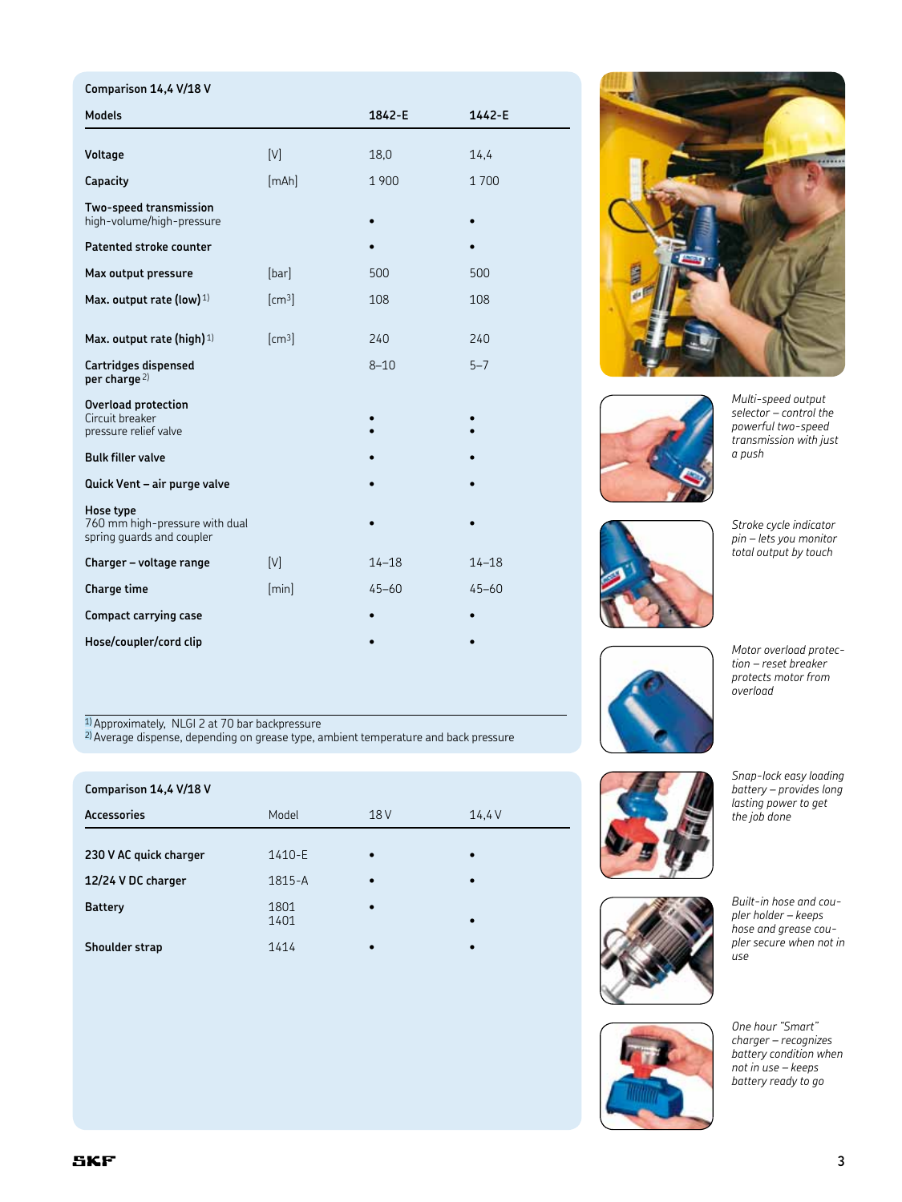## Comparison 14,4 V/18 V

| Models | | 1842-E | 1442-E |
|---|---|---|---|
| **Voltage** | [V] | 18,0 | 14,4 |
| **Capacity** | [mAh] | 1 900 | 1 700 |
| **Two-speed transmission** high-volume/high-pressure | | • | • |
| **Patented stroke counter** | | • | • |
| **Max output pressure** | [bar] | 500 | 500 |
| **Max. output rate (low)** [1] | [cm³] | 108 | 108 |
| **Max. output rate (high)** [1] | [cm³] | 240 | 240 |
| **Cartridges dispensed per charge** [2] | | 8–10 | 5–7 |
| **Overload protection** Circuit breaker | | • | • |
| pressure relief valve | | • | • |
| **Bulk filler valve** | | • | • |
| **Quick Vent – air purge valve** | | • | • |
| **Hose type** 760 mm high-pressure with dual spring guards and coupler | | • | • |
| **Charger – voltage range** | [V] | 14–18 | 14–18 |
| **Charge time** | [min] | 45–60 | 45–60 |
| **Compact carrying case** | | • | • |
| **Hose/coupler/cord clip** | | • | • |

[1] Approximately, NLGI 2 at 70 bar backpressure
[2] Average dispense, depending on grease type, ambient temperature and back pressure

## Comparison 14,4 V/18 V

| Accessories | Model | 18 V | 14,4 V |
|---|---|---|---|
| **230 V AC quick charger** | 1410-E | • | • |
| **12/24 V DC charger** | 1815-A | • | • |
| **Battery** | 1801 | • | |
| | 1401 | | • |
| **Shoulder strap** | 1414 | • | • |

*Multi-speed output selector – control the powerful two-speed transmission with just a push*

*Stroke cycle indicator pin – lets you monitor total output by touch*

*Motor overload protection – reset breaker protects motor from overload*

*Snap-lock easy loading battery – provides long lasting power to get the job done*

*Built-in hose and coupler holder – keeps hose and grease coupler secure when not in use*

*One hour "Smart" charger – recognizes battery condition when not in use – keeps battery ready to go*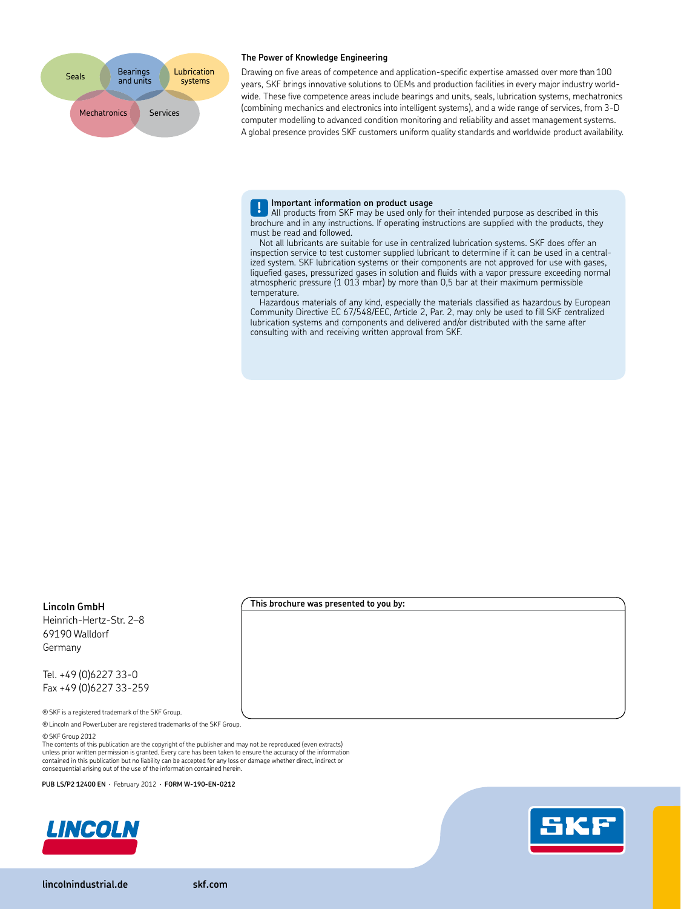Seals
Bearings and units
Lubrication systems
Mechatronics
Services

### The Power of Knowledge Engineering

Drawing on five areas of competence and application-specific expertise amassed over more than 100 years, SKF brings innovative solutions to OEMs and production facilities in every major industry worldwide. These five competence areas include bearings and units, seals, lubrication systems, mechatronics (combining mechanics and electronics into intelligent systems), and a wide range of services, from 3-D computer modelling to advanced condition monitoring and reliability and asset management systems. A global presence provides SKF customers uniform quality standards and worldwide product availability.

**Important information on product usage**

All products from SKF may be used only for their intended purpose as described in this brochure and in any instructions. If operating instructions are supplied with the products, they must be read and followed.

Not all lubricants are suitable for use in centralized lubrication systems. SKF does offer an inspection service to test customer supplied lubricant to determine if it can be used in a centralized system. SKF lubrication systems or their components are not approved for use with gases, liquefied gases, pressurized gases in solution and fluids with a vapor pressure exceeding normal atmospheric pressure (1 013 mbar) by more than 0,5 bar at their maximum permissible temperature.

Hazardous materials of any kind, especially the materials classified as hazardous by European Community Directive EC 67/548/EEC, Article 2, Par. 2, may only be used to fill SKF centralized lubrication systems and components and delivered and/or distributed with the same after consulting with and receiving written approval from SKF.

**Lincoln GmbH**
Heinrich-Hertz-Str. 2–8
69190 Walldorf
Germany

Tel. +49 (0)6227 33-0
Fax +49 (0)6227 33-259

**This brochure was presented to you by:**

® SKF is a registered trademark of the SKF Group.

® Lincoln and PowerLuber are registered trademarks of the SKF Group.

© SKF Group 2012
The contents of this publication are the copyright of the publisher and may not be reproduced (even extracts) unless prior written permission is granted. Every care has been taken to ensure the accuracy of the information contained in this publication but no liability can be accepted for any loss or damage whether direct, indirect or consequential arising out of the use of the information contained herein.

**PUB LS/P2 12400 EN** · February 2012 · **FORM W-190-EN-0212**

LINCOLN

SKF

**lincolnindustrial.de** **skf.com**